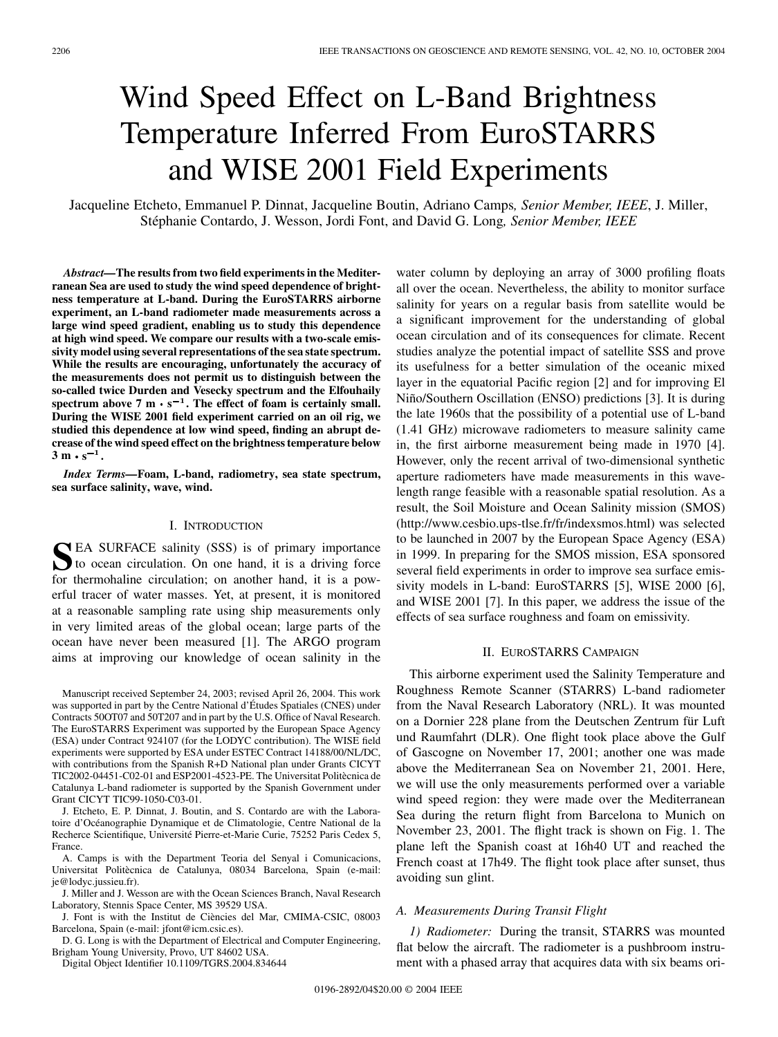# Wind Speed Effect on L-Band Brightness Temperature Inferred From EuroSTARRS and WISE 2001 Field Experiments

Jacqueline Etcheto, Emmanuel P. Dinnat, Jacqueline Boutin, Adriano Camps, *Senior Member, IEEE*, J. Miller, Stéphanie Contardo, J. Wesson, Jordi Font, and David G. Long, *Senior Member, IEEE*

***Abstract*—The results from two field experiments in the Mediterranean Sea are used to study the wind speed dependence of brightness temperature at L-band. During the EuroSTARRS airborne experiment, an L-band radiometer made measurements across a large wind speed gradient, enabling us to study this dependence at high wind speed. We compare our results with a two-scale emissivity model using several representations of the sea state spectrum. While the results are encouraging, unfortunately the accuracy of the measurements does not permit us to distinguish between the so-called twice Durden and Vesecky spectrum and the Elfouhaily spectrum above 7 $\mathbf{m \cdot s^{-1}}$. The effect of foam is certainly small. During the WISE 2001 field experiment carried on an oil rig, we studied this dependence at low wind speed, finding an abrupt decrease of the wind speed effect on the brightness temperature below 3 $\mathbf{m \cdot s^{-1}}$.**

***Index Terms*—Foam, L-band, radiometry, sea state spectrum, sea surface salinity, wave, wind.**

## I. Introduction

Sea surface salinity (SSS) is of primary importance to ocean circulation. On one hand, it is a driving force for thermohaline circulation; on another hand, it is a powerful tracer of water masses. Yet, at present, it is monitored at a reasonable sampling rate using ship measurements only in very limited areas of the global ocean; large parts of the ocean have never been measured [1]. The ARGO program aims at improving our knowledge of ocean salinity in the water column by deploying an array of 3000 profiling floats all over the ocean. Nevertheless, the ability to monitor surface salinity for years on a regular basis from satellite would be a significant improvement for the understanding of global ocean circulation and of its consequences for climate. Recent studies analyze the potential impact of satellite SSS and prove its usefulness for a better simulation of the oceanic mixed layer in the equatorial Pacific region [2] and for improving El Niño/Southern Oscillation (ENSO) predictions [3]. It is during the late 1960s that the possibility of a potential use of L-band (1.41 GHz) microwave radiometers to measure salinity came in, the first airborne measurement being made in 1970 [4]. However, only the recent arrival of two-dimensional synthetic aperture radiometers have made measurements in this wavelength range feasible with a reasonable spatial resolution. As a result, the Soil Moisture and Ocean Salinity mission (SMOS) (http://www.cesbio.ups-tlse.fr/fr/indexsmos.html) was selected to be launched in 2007 by the European Space Agency (ESA) in 1999. In preparing for the SMOS mission, ESA sponsored several field experiments in order to improve sea surface emissivity models in L-band: EuroSTARRS [5], WISE 2000 [6], and WISE 2001 [7]. In this paper, we address the issue of the effects of sea surface roughness and foam on emissivity.

## II. EuroSTARRS Campaign

This airborne experiment used the Salinity Temperature and Roughness Remote Scanner (STARRS) L-band radiometer from the Naval Research Laboratory (NRL). It was mounted on a Dornier 228 plane from the Deutschen Zentrum für Luft und Raumfahrt (DLR). One flight took place above the Gulf of Gascogne on November 17, 2001; another one was made above the Mediterranean Sea on November 21, 2001. Here, we will use the only measurements performed over a variable wind speed region: they were made over the Mediterranean Sea during the return flight from Barcelona to Munich on November 23, 2001. The flight track is shown on Fig. 1. The plane left the Spanish coast at 16h40 UT and reached the French coast at 17h49. The flight took place after sunset, thus avoiding sun glint.

### A. Measurements During Transit Flight

*1) Radiometer:* During the transit, STARRS was mounted flat below the aircraft. The radiometer is a pushbroom instrument with a phased array that acquires data with six beams ori-

Manuscript received September 24, 2003; revised April 26, 2004. This work was supported in part by the Centre National d'Études Spatiales (CNES) under Contracts 50OT07 and 50T207 and in part by the U.S. Office of Naval Research. The EuroSTARRS Experiment was supported by the European Space Agency (ESA) under Contract 924107 (for the LODYC contribution). The WISE field experiments were supported by ESA under ESTEC Contract 14188/00/NL/DC, with contributions from the Spanish R+D National plan under Grants CICYT TIC2002-04451-C02-01 and ESP2001-4523-PE. The Universitat Politècnica de Catalunya L-band radiometer is supported by the Spanish Government under Grant CICYT TIC99-1050-C03-01.

J. Etcheto, E. P. Dinnat, J. Boutin, and S. Contardo are with the Laboratoire d'Océanographie Dynamique et de Climatologie, Centre National de la Recherce Scientifique, Université Pierre-et-Marie Curie, 75252 Paris Cedex 5, France.

A. Camps is with the Department Teoria del Senyal i Comunicacions, Universitat Politècnica de Catalunya, 08034 Barcelona, Spain (e-mail: je@lodyc.jussieu.fr).

J. Miller and J. Wesson are with the Ocean Sciences Branch, Naval Research Laboratory, Stennis Space Center, MS 39529 USA.

J. Font is with the Institut de Ciències del Mar, CMIMA-CSIC, 08003 Barcelona, Spain (e-mail: jfont@icm.csic.es).

D. G. Long is with the Department of Electrical and Computer Engineering, Brigham Young University, Provo, UT 84602 USA.

Digital Object Identifier 10.1109/TGRS.2004.834644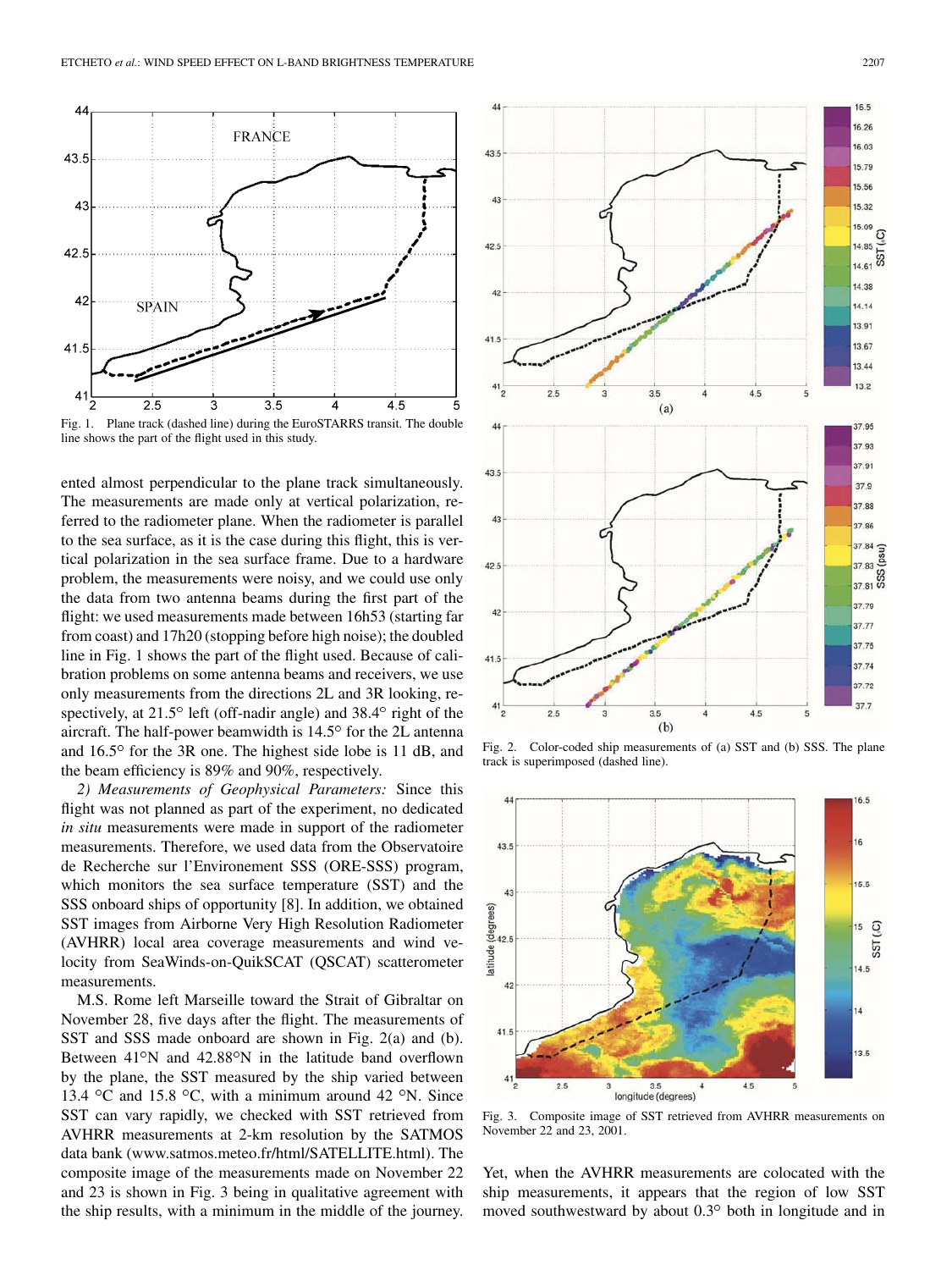Fig. 1. Plane track (dashed line) during the EuroSTARRS transit. The double line shows the part of the flight used in this study.

ented almost perpendicular to the plane track simultaneously. The measurements are made only at vertical polarization, referred to the radiometer plane. When the radiometer is parallel to the sea surface, as it is the case during this flight, this is vertical polarization in the sea surface frame. Due to a hardware problem, the measurements were noisy, and we could use only the data from two antenna beams during the first part of the flight: we used measurements made between 16h53 (starting far from coast) and 17h20 (stopping before high noise); the doubled line in Fig. 1 shows the part of the flight used. Because of calibration problems on some antenna beams and receivers, we use only measurements from the directions 2L and 3R looking, respectively, at 21.5° left (off-nadir angle) and 38.4° right of the aircraft. The half-power beamwidth is 14.5° for the 2L antenna and 16.5° for the 3R one. The highest side lobe is 11 dB, and the beam efficiency is 89% and 90%, respectively.

*2) Measurements of Geophysical Parameters:* Since this flight was not planned as part of the experiment, no dedicated *in situ* measurements were made in support of the radiometer measurements. Therefore, we used data from the Observatoire de Recherche sur l'Environement SSS (ORE-SSS) program, which monitors the sea surface temperature (SST) and the SSS onboard ships of opportunity [8]. In addition, we obtained SST images from Airborne Very High Resolution Radiometer (AVHRR) local area coverage measurements and wind velocity from SeaWinds-on-QuikSCAT (QSCAT) scatterometer measurements.

M.S. Rome left Marseille toward the Strait of Gibraltar on November 28, five days after the flight. The measurements of SST and SSS made onboard are shown in Fig. 2(a) and (b). Between 41°N and 42.88°N in the latitude band overflown by the plane, the SST measured by the ship varied between 13.4 °C and 15.8 °C, with a minimum around 42 °N. Since SST can vary rapidly, we checked with SST retrieved from AVHRR measurements at 2-km resolution by the SATMOS data bank (www.satmos.meteo.fr/html/SATELLITE.html). The composite image of the measurements made on November 22 and 23 is shown in Fig. 3 being in qualitative agreement with the ship results, with a minimum in the middle of the journey.

Fig. 2. Color-coded ship measurements of (a) SST and (b) SSS. The plane track is superimposed (dashed line).

Fig. 3. Composite image of SST retrieved from AVHRR measurements on November 22 and 23, 2001.

Yet, when the AVHRR measurements are colocated with the ship measurements, it appears that the region of low SST moved southwestward by about 0.3° both in longitude and in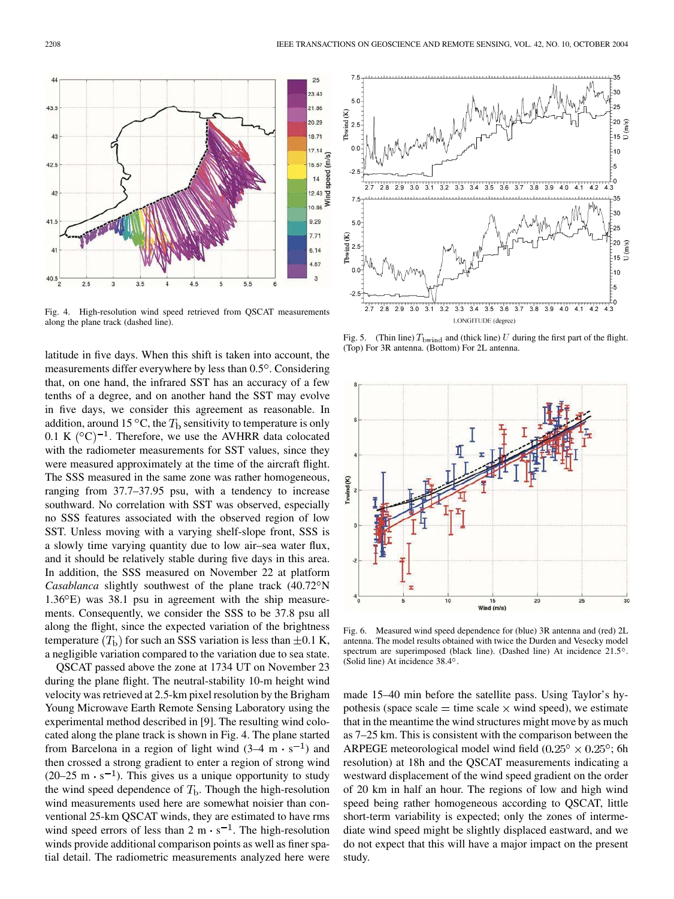Fig. 4. High-resolution wind speed retrieved from QSCAT measurements along the plane track (dashed line).

Fig. 5. (Thin line) $T_{\text{bwind}}$ and (thick line) $U$ during the first part of the flight. (Top) For 3R antenna. (Bottom) For 2L antenna.

latitude in five days. When this shift is taken into account, the measurements differ everywhere by less than 0.5°. Considering that, on one hand, the infrared SST has an accuracy of a few tenths of a degree, and on another hand the SST may evolve in five days, we consider this agreement as reasonable. In addition, around 15 °C, the $T_b$ sensitivity to temperature is only 0.1 K $(°C)^{-1}$. Therefore, we use the AVHRR data colocated with the radiometer measurements for SST values, since they were measured approximately at the time of the aircraft flight. The SSS measured in the same zone was rather homogeneous, ranging from 37.7–37.95 psu, with a tendency to increase southward. No correlation with SST was observed, especially no SSS features associated with the observed region of low SST. Unless moving with a varying shelf-slope front, SSS is a slowly time varying quantity due to low air–sea water flux, and it should be relatively stable during five days in this area. In addition, the SSS measured on November 22 at platform *Casablanca* slightly southwest of the plane track (40.72°N 1.36°E) was 38.1 psu in agreement with the ship measurements. Consequently, we consider the SSS to be 37.8 psu all along the flight, since the expected variation of the brightness temperature $(T_b)$ for such an SSS variation is less than ±0.1 K, a negligible variation compared to the variation due to sea state.

QSCAT passed above the zone at 1734 UT on November 23 during the plane flight. The neutral-stability 10-m height wind velocity was retrieved at 2.5-km pixel resolution by the Brigham Young Microwave Earth Remote Sensing Laboratory using the experimental method described in [9]. The resulting wind colocated along the plane track is shown in Fig. 4. The plane started from Barcelona in a region of light wind (3–4 $\text{m} \cdot \text{s}^{-1}$) and then crossed a strong gradient to enter a region of strong wind (20–25 $\text{m} \cdot \text{s}^{-1}$). This gives us a unique opportunity to study the wind speed dependence of $T_b$. Though the high-resolution wind measurements used here are somewhat noisier than conventional 25-km QSCAT winds, they are estimated to have rms wind speed errors of less than 2 $\text{m} \cdot \text{s}^{-1}$. The high-resolution winds provide additional comparison points as well as finer spatial detail. The radiometric measurements analyzed here were made 15–40 min before the satellite pass. Using Taylor's hypothesis (space scale = time scale × wind speed), we estimate that in the meantime the wind structures might move by as much as 7–25 km. This is consistent with the comparison between the ARPEGE meteorological model wind field (0.25° × 0.25°; 6h resolution) at 18h and the QSCAT measurements indicating a westward displacement of the wind speed gradient on the order of 20 km in half an hour. The regions of low and high wind speed being rather homogeneous according to QSCAT, little short-term variability is expected; only the zones of intermediate wind speed might be slightly displaced eastward, and we do not expect that this will have a major impact on the present study.

Fig. 6. Measured wind speed dependence for (blue) 3R antenna and (red) 2L antenna. The model results obtained with twice the Durden and Vesecky model spectrum are superimposed (black line). (Dashed line) At incidence 21.5°. (Solid line) At incidence 38.4°.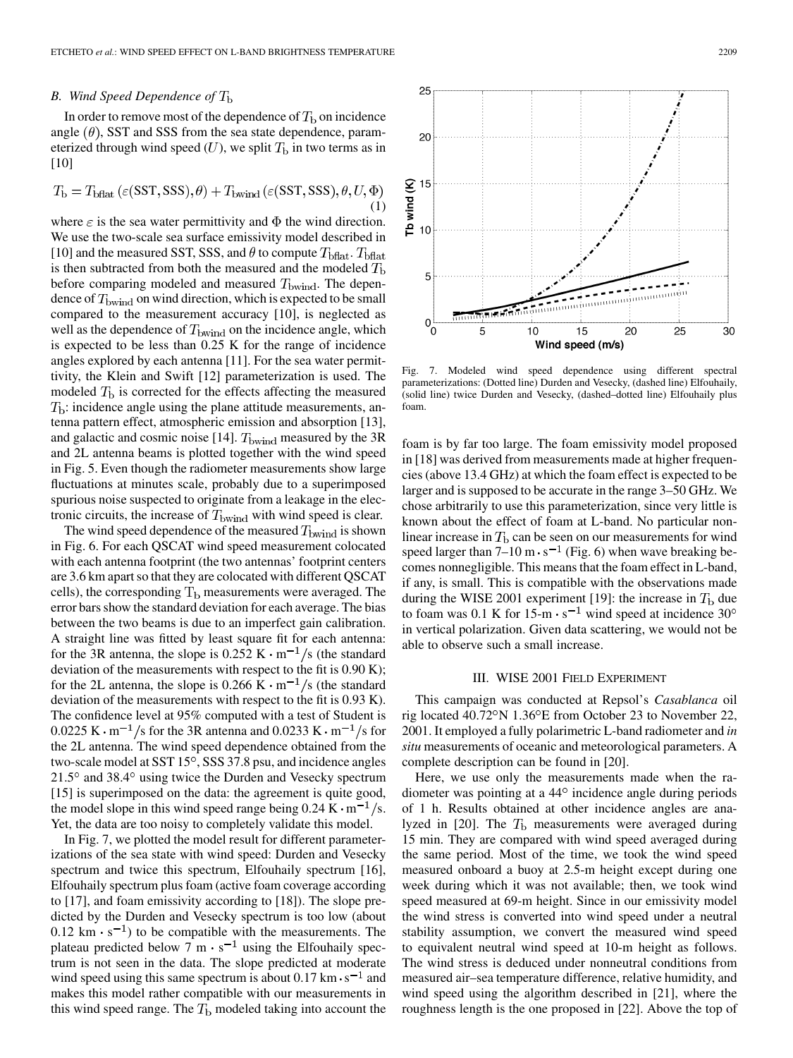### B. Wind Speed Dependence of $T_b$

In order to remove most of the dependence of $T_b$ on incidence angle ($\theta$), SST and SSS from the sea state dependence, parameterized through wind speed ($U$), we split $T_b$ in two terms as in [10]

$$T_b = T_{bflat}(\varepsilon(\text{SST}, \text{SSS}), \theta) + T_{bwind}(\varepsilon(\text{SST}, \text{SSS}), \theta, U, \Phi) \quad (1)$$

where $\varepsilon$ is the sea water permittivity and $\Phi$ the wind direction. We use the two-scale sea surface emissivity model described in [10] and the measured SST, SSS, and $\theta$ to compute $T_{bflat}$. $T_{bflat}$ is then subtracted from both the measured and the modeled $T_b$ before comparing modeled and measured $T_{bwind}$. The dependence of $T_{bwind}$ on wind direction, which is expected to be small compared to the measurement accuracy [10], is neglected as well as the dependence of $T_{bwind}$ on the incidence angle, which is expected to be less than 0.25 K for the range of incidence angles explored by each antenna [11]. For the sea water permittivity, the Klein and Swift [12] parameterization is used. The modeled $T_b$ is corrected for the effects affecting the measured $T_b$: incidence angle using the plane attitude measurements, antenna pattern effect, atmospheric emission and absorption [13], and galactic and cosmic noise [14]. $T_{bwind}$ measured by the 3R and 2L antenna beams is plotted together with the wind speed in Fig. 5. Even though the radiometer measurements show large fluctuations at minutes scale, probably due to a superimposed spurious noise suspected to originate from a leakage in the electronic circuits, the increase of $T_{bwind}$ with wind speed is clear.

The wind speed dependence of the measured $T_{bwind}$ is shown in Fig. 6. For each QSCAT wind speed measurement colocated with each antenna footprint (the two antennas' footprint centers are 3.6 km apart so that they are colocated with different QSCAT cells), the corresponding $T_b$ measurements were averaged. The error bars show the standard deviation for each average. The bias between the two beams is due to an imperfect gain calibration. A straight line was fitted by least square fit for each antenna: for the 3R antenna, the slope is 0.252 $\text{K} \cdot \text{m}^{-1}/\text{s}$ (the standard deviation of the measurements with respect to the fit is 0.90 K); for the 2L antenna, the slope is 0.266 $\text{K} \cdot \text{m}^{-1}/\text{s}$ (the standard deviation of the measurements with respect to the fit is 0.93 K). The confidence level at 95% computed with a test of Student is 0.0225 $\text{K} \cdot \text{m}^{-1}/\text{s}$ for the 3R antenna and 0.0233 $\text{K} \cdot \text{m}^{-1}/\text{s}$ for the 2L antenna. The wind speed dependence obtained from the two-scale model at SST 15°, SSS 37.8 psu, and incidence angles 21.5° and 38.4° using twice the Durden and Vesecky spectrum [15] is superimposed on the data: the agreement is quite good, the model slope in this wind speed range being 0.24 $\text{K} \cdot \text{m}^{-1}/\text{s}$. Yet, the data are too noisy to completely validate this model.

In Fig. 7, we plotted the model result for different parameterizations of the sea state with wind speed: Durden and Vesecky spectrum and twice this spectrum, Elfouhaily spectrum [16], Elfouhaily spectrum plus foam (active foam coverage according to [17], and foam emissivity according to [18]). The slope predicted by the Durden and Vesecky spectrum is too low (about 0.12 $\text{km} \cdot \text{s}^{-1}$) to be compatible with the measurements. The plateau predicted below 7 $\text{m} \cdot \text{s}^{-1}$ using the Elfouhaily spectrum is not seen in the data. The slope predicted at moderate wind speed using this same spectrum is about 0.17 $\text{km} \cdot \text{s}^{-1}$ and makes this model rather compatible with our measurements in this wind speed range. The $T_b$ modeled taking into account the foam is by far too large. The foam emissivity model proposed in [18] was derived from measurements made at higher frequencies (above 13.4 GHz) at which the foam effect is expected to be larger and is supposed to be accurate in the range 3–50 GHz. We chose arbitrarily to use this parameterization, since very little is known about the effect of foam at L-band. No particular nonlinear increase in $T_b$ can be seen on our measurements for wind speed larger than 7–10 $\text{m} \cdot \text{s}^{-1}$ (Fig. 6) when wave breaking becomes nonnegligible. This means that the foam effect in L-band, if any, is small. This is compatible with the observations made during the WISE 2001 experiment [19]: the increase in $T_b$ due to foam was 0.1 K for 15-$\text{m} \cdot \text{s}^{-1}$ wind speed at incidence 30° in vertical polarization. Given data scattering, we would not be able to observe such a small increase.

Fig. 7. Modeled wind speed dependence using different spectral parameterizations: (Dotted line) Durden and Vesecky, (dashed line) Elfouhaily, (solid line) twice Durden and Vesecky, (dashed–dotted line) Elfouhaily plus foam.

## III. WISE 2001 Field Experiment

This campaign was conducted at Repsol's *Casablanca* oil rig located 40.72°N 1.36°E from October 23 to November 22, 2001. It employed a fully polarimetric L-band radiometer and *in situ* measurements of oceanic and meteorological parameters. A complete description can be found in [20].

Here, we use only the measurements made when the radiometer was pointing at a 44° incidence angle during periods of 1 h. Results obtained at other incidence angles are analyzed in [20]. The $T_b$ measurements were averaged during 15 min. They are compared with wind speed averaged during the same period. Most of the time, we took the wind speed measured onboard a buoy at 2.5-m height except during one week during which it was not available; then, we took wind speed measured at 69-m height. Since in our emissivity model the wind stress is converted into wind speed under a neutral stability assumption, we convert the measured wind speed to equivalent neutral wind speed at 10-m height as follows. The wind stress is deduced under nonneutral conditions from measured air–sea temperature difference, relative humidity, and wind speed using the algorithm described in [21], where the roughness length is the one proposed in [22]. Above the top of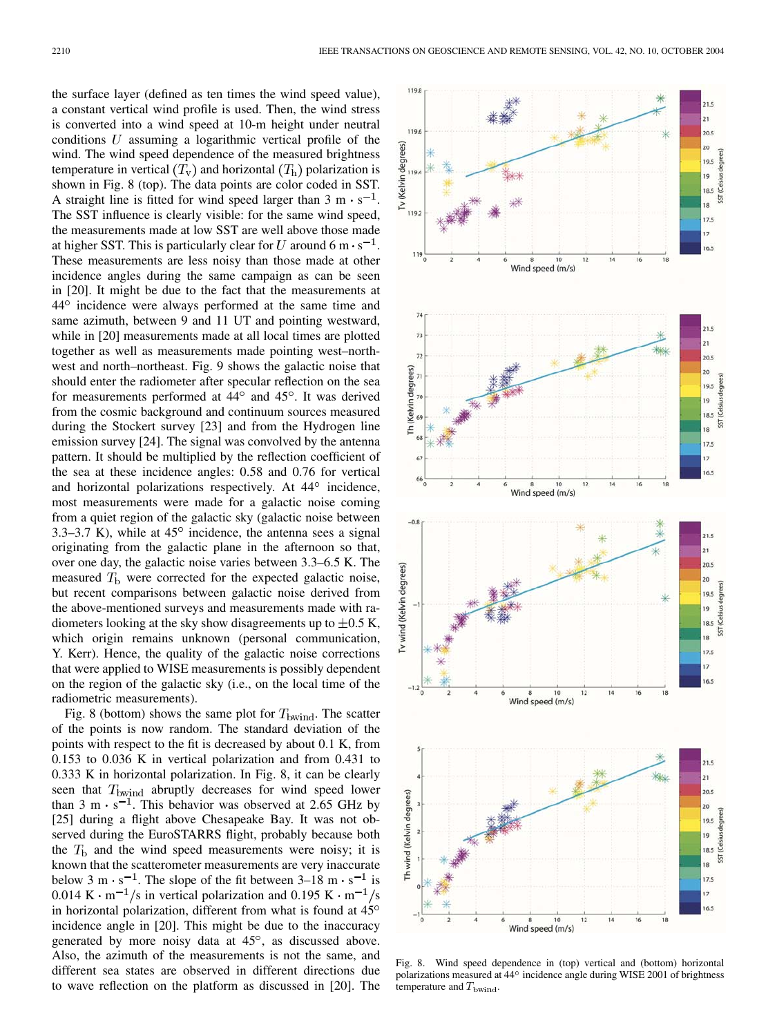the surface layer (defined as ten times the wind speed value), a constant vertical wind profile is used. Then, the wind stress is converted into a wind speed at 10-m height under neutral conditions $U$ assuming a logarithmic vertical profile of the wind. The wind speed dependence of the measured brightness temperature in vertical ($T_v$) and horizontal ($T_h$) polarization is shown in Fig. 8 (top). The data points are color coded in SST. A straight line is fitted for wind speed larger than 3 $m \cdot s^{-1}$. The SST influence is clearly visible: for the same wind speed, the measurements made at low SST are well above those made at higher SST. This is particularly clear for $U$ around 6 $m \cdot s^{-1}$. These measurements are less noisy than those made at other incidence angles during the same campaign as can be seen in [20]. It might be due to the fact that the measurements at 44° incidence were always performed at the same time and same azimuth, between 9 and 11 UT and pointing westward, while in [20] measurements made at all local times are plotted together as well as measurements made pointing west–north-west and north–northeast. Fig. 9 shows the galactic noise that should enter the radiometer after specular reflection on the sea for measurements performed at 44° and 45°. It was derived from the cosmic background and continuum sources measured during the Stockert survey [23] and from the Hydrogen line emission survey [24]. The signal was convolved by the antenna pattern. It should be multiplied by the reflection coefficient of the sea at these incidence angles: 0.58 and 0.76 for vertical and horizontal polarizations respectively. At 44° incidence, most measurements were made for a galactic noise coming from a quiet region of the galactic sky (galactic noise between 3.3–3.7 K), while at 45° incidence, the antenna sees a signal originating from the galactic plane in the afternoon so that, over one day, the galactic noise varies between 3.3–6.5 K. The measured $T_b$ were corrected for the expected galactic noise, but recent comparisons between galactic noise derived from the above-mentioned surveys and measurements made with radiometers looking at the sky show disagreements up to $\pm 0.5$ K, which origin remains unknown (personal communication, Y. Kerr). Hence, the quality of the galactic noise corrections that were applied to WISE measurements is possibly dependent on the region of the galactic sky (i.e., on the local time of the radiometric measurements).

Fig. 8 (bottom) shows the same plot for $T_{bwind}$. The scatter of the points is now random. The standard deviation of the points with respect to the fit is decreased by about 0.1 K, from 0.153 to 0.036 K in vertical polarization and from 0.431 to 0.333 K in horizontal polarization. In Fig. 8, it can be clearly seen that $T_{bwind}$ abruptly decreases for wind speed lower than 3 $m \cdot s^{-1}$. This behavior was observed at 2.65 GHz by [25] during a flight above Chesapeake Bay. It was not observed during the EuroSTARRS flight, probably because both the $T_b$ and the wind speed measurements were noisy; it is known that the scatterometer measurements are very inaccurate below 3 $m \cdot s^{-1}$. The slope of the fit between 3–18 $m \cdot s^{-1}$ is 0.014 $K \cdot m^{-1}/s$ in vertical polarization and 0.195 $K \cdot m^{-1}/s$ in horizontal polarization, different from what is found at 45° incidence angle in [20]. This might be due to the inaccuracy generated by more noisy data at 45°, as discussed above. Also, the azimuth of the measurements is not the same, and different sea states are observed in different directions due to wave reflection on the platform as discussed in [20]. The

Fig. 8. Wind speed dependence in (top) vertical and (bottom) horizontal polarizations measured at 44° incidence angle during WISE 2001 of brightness temperature and $T_{bwind}$.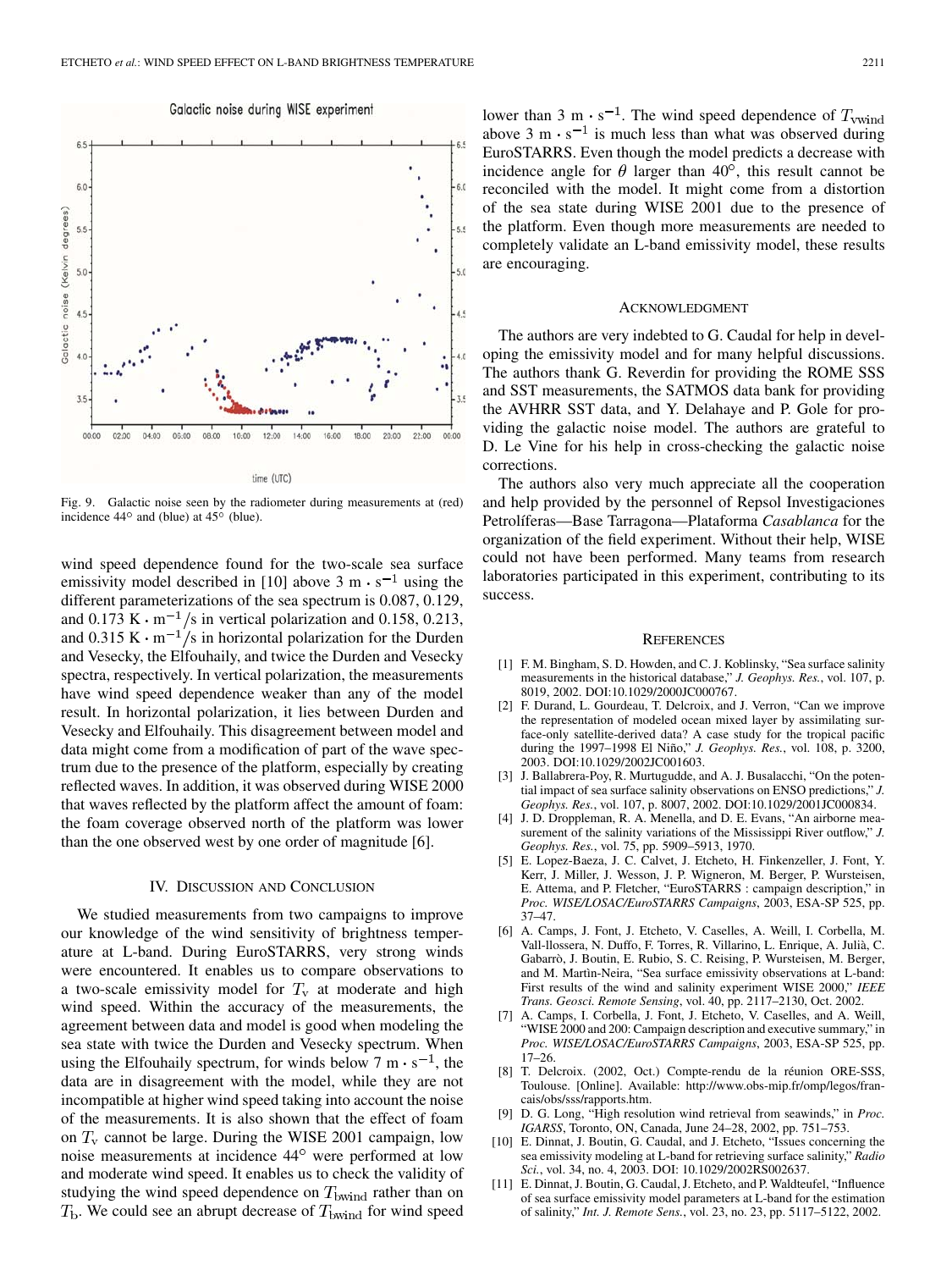Fig. 9. Galactic noise seen by the radiometer during measurements at (red) incidence 44° and (blue) at 45° (blue).

wind speed dependence found for the two-scale sea surface emissivity model described in [10] above 3 m · s$^{-1}$ using the different parameterizations of the sea spectrum is 0.087, 0.129, and 0.173 K · m$^{-1}$/s in vertical polarization and 0.158, 0.213, and 0.315 K · m$^{-1}$/s in horizontal polarization for the Durden and Vesecky, the Elfouhaily, and twice the Durden and Vesecky spectra, respectively. In vertical polarization, the measurements have wind speed dependence weaker than any of the model result. In horizontal polarization, it lies between Durden and Vesecky and Elfouhaily. This disagreement between model and data might come from a modification of part of the wave spectrum due to the presence of the platform, especially by creating reflected waves. In addition, it was observed during WISE 2000 that waves reflected by the platform affect the amount of foam: the foam coverage observed north of the platform was lower than the one observed west by one order of magnitude [6].

## IV. Discussion and Conclusion

We studied measurements from two campaigns to improve our knowledge of the wind sensitivity of brightness temperature at L-band. During EuroSTARRS, very strong winds were encountered. It enables us to compare observations to a two-scale emissivity model for $T_{\rm v}$ at moderate and high wind speed. Within the accuracy of the measurements, the agreement between data and model is good when modeling the sea state with twice the Durden and Vesecky spectrum. When using the Elfouhaily spectrum, for winds below 7 m · s$^{-1}$, the data are in disagreement with the model, while they are not incompatible at higher wind speed taking into account the noise of the measurements. It is also shown that the effect of foam on $T_{\rm v}$ cannot be large. During the WISE 2001 campaign, low noise measurements at incidence 44° were performed at low and moderate wind speed. It enables us to check the validity of studying the wind speed dependence on $T_{\rm bwind}$ rather than on $T_{\rm b}$. We could see an abrupt decrease of $T_{\rm bwind}$ for wind speed lower than 3 m · s$^{-1}$. The wind speed dependence of $T_{\rm vwind}$ above 3 m · s$^{-1}$ is much less than what was observed during EuroSTARRS. Even though the model predicts a decrease with incidence angle for $\theta$ larger than 40°, this result cannot be reconciled with the model. It might come from a distortion of the sea state during WISE 2001 due to the presence of the platform. Even though more measurements are needed to completely validate an L-band emissivity model, these results are encouraging.

## Acknowledgment

The authors are very indebted to G. Caudal for help in developing the emissivity model and for many helpful discussions. The authors thank G. Reverdin for providing the ROME SSS and SST measurements, the SATMOS data bank for providing the AVHRR SST data, and Y. Delahaye and P. Gole for providing the galactic noise model. The authors are grateful to D. Le Vine for his help in cross-checking the galactic noise corrections.

The authors also very much appreciate all the cooperation and help provided by the personnel of Repsol Investigaciones Petrolíferas—Base Tarragona—Plataforma *Casablanca* for the organization of the field experiment. Without their help, WISE could not have been performed. Many teams from research laboratories participated in this experiment, contributing to its success.

## References

[1] F. M. Bingham, S. D. Howden, and C. J. Koblinsky, "Sea surface salinity measurements in the historical database," *J. Geophys. Res.*, vol. 107, p. 8019, 2002. DOI:10.1029/2000JC000767.

[2] F. Durand, L. Gourdeau, T. Delcroix, and J. Verron, "Can we improve the representation of modeled ocean mixed layer by assimilating surface-only satellite-derived data? A case study for the tropical pacific during the 1997–1998 El Niño," *J. Geophys. Res.*, vol. 108, p. 3200, 2003. DOI:10.1029/2002JC001603.

[3] J. Ballabrera-Poy, R. Murtugudde, and A. J. Busalacchi, "On the potential impact of sea surface salinity observations on ENSO predictions," *J. Geophys. Res.*, vol. 107, p. 8007, 2002. DOI:10.1029/2001JC000834.

[4] J. D. Droppleman, R. A. Menella, and D. E. Evans, "An airborne measurement of the salinity variations of the Mississippi River outflow," *J. Geophys. Res.*, vol. 75, pp. 5909–5913, 1970.

[5] E. Lopez-Baeza, J. C. Calvet, J. Etcheto, H. Finkenzeller, J. Font, Y. Kerr, J. Miller, J. Wesson, J. P. Wigneron, M. Berger, P. Wursteisen, E. Attema, and P. Fletcher, "EuroSTARRS : campaign description," in *Proc. WISE/LOSAC/EuroSTARRS Campaigns*, 2003, ESA-SP 525, pp. 37–47.

[6] A. Camps, J. Font, J. Etcheto, V. Caselles, A. Weill, I. Corbella, M. Vall-llossera, N. Duffo, F. Torres, R. Villarino, L. Enrique, A. Julià, C. Gabarrò, J. Boutin, E. Rubio, S. C. Reising, P. Wursteisen, M. Berger, and M. Martìn-Neira, "Sea surface emissivity observations at L-band: First results of the wind and salinity experiment WISE 2000," *IEEE Trans. Geosci. Remote Sensing*, vol. 40, pp. 2117–2130, Oct. 2002.

[7] A. Camps, I. Corbella, J. Font, J. Etcheto, V. Caselles, and A. Weill, "WISE 2000 and 200: Campaign description and executive summary," in *Proc. WISE/LOSAC/EuroSTARRS Campaigns*, 2003, ESA-SP 525, pp. 17–26.

[8] T. Delcroix. (2002, Oct.) Compte-rendu de la réunion ORE-SSS, Toulouse. [Online]. Available: http://www.obs-mip.fr/omp/legos/francais/obs/sss/rapports.htm.

[9] D. G. Long, "High resolution wind retrieval from seawinds," in *Proc. IGARSS*, Toronto, ON, Canada, June 24–28, 2002, pp. 751–753.

[10] E. Dinnat, J. Boutin, G. Caudal, and J. Etcheto, "Issues concerning the sea emissivity modeling at L-band for retrieving surface salinity," *Radio Sci.*, vol. 34, no. 4, 2003. DOI: 10.1029/2002RS002637.

[11] E. Dinnat, J. Boutin, G. Caudal, J. Etcheto, and P. Waldteufel, "Influence of sea surface emissivity model parameters at L-band for the estimation of salinity," *Int. J. Remote Sens.*, vol. 23, no. 23, pp. 5117–5122, 2002.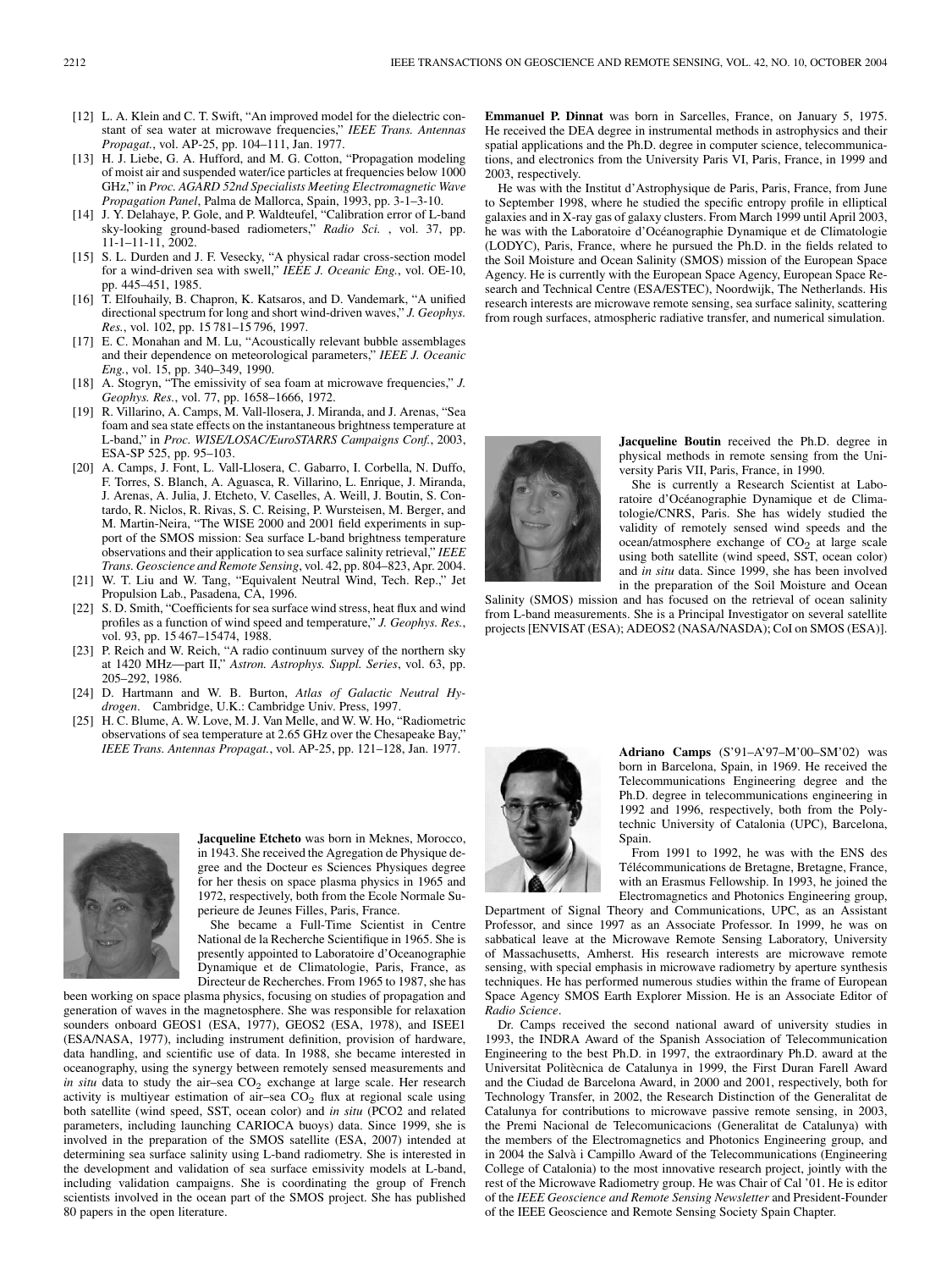[12] L. A. Klein and C. T. Swift, "An improved model for the dielectric constant of sea water at microwave frequencies," *IEEE Trans. Antennas Propagat.*, vol. AP-25, pp. 104–111, Jan. 1977.

[13] H. J. Liebe, G. A. Hufford, and M. G. Cotton, "Propagation modeling of moist air and suspended water/ice particles at frequencies below 1000 GHz," in *Proc. AGARD 52nd Specialists Meeting Electromagnetic Wave Propagation Panel*, Palma de Mallorca, Spain, 1993, pp. 3-1–3-10.

[14] J. Y. Delahaye, P. Gole, and P. Waldteufel, "Calibration error of L-band sky-looking ground-based radiometers," *Radio Sci.* , vol. 37, pp. 11-1–11-11, 2002.

[15] S. L. Durden and J. F. Vesecky, "A physical radar cross-section model for a wind-driven sea with swell," *IEEE J. Oceanic Eng.*, vol. OE-10, pp. 445–451, 1985.

[16] T. Elfouhaily, B. Chapron, K. Katsaros, and D. Vandemark, "A unified directional spectrum for long and short wind-driven waves," *J. Geophys. Res.*, vol. 102, pp. 15 781–15 796, 1997.

[17] E. C. Monahan and M. Lu, "Acoustically relevant bubble assemblages and their dependence on meteorological parameters," *IEEE J. Oceanic Eng.*, vol. 15, pp. 340–349, 1990.

[18] A. Stogryn, "The emissivity of sea foam at microwave frequencies," *J. Geophys. Res.*, vol. 77, pp. 1658–1666, 1972.

[19] R. Villarino, A. Camps, M. Vall-llosera, J. Miranda, and J. Arenas, "Sea foam and sea state effects on the instantaneous brightness temperature at L-band," in *Proc. WISE/LOSAC/EuroSTARRS Campaigns Conf.*, 2003, ESA-SP 525, pp. 95–103.

[20] A. Camps, J. Font, L. Vall-Llosera, C. Gabarro, I. Corbella, N. Duffo, F. Torres, S. Blanch, A. Aguasca, R. Villarino, L. Enrique, J. Miranda, J. Arenas, A. Julia, J. Etcheto, V. Caselles, A. Weill, J. Boutin, S. Contardo, R. Niclos, R. Rivas, S. C. Reising, P. Wursteisen, M. Berger, and M. Martin-Neira, "The WISE 2000 and 2001 field experiments in support of the SMOS mission: Sea surface L-band brightness temperature observations and their application to sea surface salinity retrieval," *IEEE Trans. Geoscience and Remote Sensing*, vol. 42, pp. 804–823, Apr. 2004.

[21] W. T. Liu and W. Tang, "Equivalent Neutral Wind, Tech. Rep.," Jet Propulsion Lab., Pasadena, CA, 1996.

[22] S. D. Smith, "Coefficients for sea surface wind stress, heat flux and wind profiles as a function of wind speed and temperature," *J. Geophys. Res.*, vol. 93, pp. 15 467–15474, 1988.

[23] P. Reich and W. Reich, "A radio continuum survey of the northern sky at 1420 MHz—part II," *Astron. Astrophys. Suppl. Series*, vol. 63, pp. 205–292, 1986.

[24] D. Hartmann and W. B. Burton, *Atlas of Galactic Neutral Hydrogen*. Cambridge, U.K.: Cambridge Univ. Press, 1997.

[25] H. C. Blume, A. W. Love, M. J. Van Melle, and W. W. Ho, "Radiometric observations of sea temperature at 2.65 GHz over the Chesapeake Bay," *IEEE Trans. Antennas Propagat.*, vol. AP-25, pp. 121–128, Jan. 1977.

**Jacqueline Etcheto** was born in Meknes, Morocco, in 1943. She received the Agregation de Physique degree and the Docteur es Sciences Physiques degree for her thesis on space plasma physics in 1965 and 1972, respectively, both from the Ecole Normale Superieure de Jeunes Filles, Paris, France.

She became a Full-Time Scientist in Centre National de la Recherche Scientifique in 1965. She is presently appointed to Laboratoire d'Oceanographie Dynamique et de Climatologie, Paris, France, as Directeur de Recherches. From 1965 to 1987, she has been working on space plasma physics, focusing on studies of propagation and generation of waves in the magnetosphere. She was responsible for relaxation sounders onboard GEOS1 (ESA, 1977), GEOS2 (ESA, 1978), and ISEE1 (ESA/NASA, 1977), including instrument definition, provision of hardware, data handling, and scientific use of data. In 1988, she became interested in oceanography, using the synergy between remotely sensed measurements and *in situ* data to study the air–sea $CO_2$ exchange at large scale. Her research activity is multiyear estimation of air–sea $CO_2$ flux at regional scale using both satellite (wind speed, SST, ocean color) and *in situ* (PCO2 and related parameters, including launching CARIOCA buoys) data. Since 1999, she is involved in the preparation of the SMOS satellite (ESA, 2007) intended at determining sea surface salinity using L-band radiometry. She is interested in the development and validation of sea surface emissivity models at L-band, including validation campaigns. She is coordinating the group of French scientists involved in the ocean part of the SMOS project. She has published 80 papers in the open literature.

**Emmanuel P. Dinnat** was born in Sarcelles, France, on January 5, 1975. He received the DEA degree in instrumental methods in astrophysics and their spatial applications and the Ph.D. degree in computer science, telecommunications, and electronics from the University Paris VI, Paris, France, in 1999 and 2003, respectively.

He was with the Institut d'Astrophysique de Paris, Paris, France, from June to September 1998, where he studied the specific entropy profile in elliptical galaxies and in X-ray gas of galaxy clusters. From March 1999 until April 2003, he was with the Laboratoire d'Océanographie Dynamique et de Climatologie (LODYC), Paris, France, where he pursued the Ph.D. in the fields related to the Soil Moisture and Ocean Salinity (SMOS) mission of the European Space Agency. He is currently with the European Space Agency, European Space Research and Technical Centre (ESA/ESTEC), Noordwijk, The Netherlands. His research interests are microwave remote sensing, sea surface salinity, scattering from rough surfaces, atmospheric radiative transfer, and numerical simulation.

**Jacqueline Boutin** received the Ph.D. degree in physical methods in remote sensing from the University Paris VII, Paris, France, in 1990.

She is currently a Research Scientist at Laboratoire d'Océanographie Dynamique et de Climatologie/CNRS, Paris. She has widely studied the validity of remotely sensed wind speeds and the ocean/atmosphere exchange of $CO_2$ at large scale using both satellite (wind speed, SST, ocean color) and *in situ* data. Since 1999, she has been involved in the preparation of the Soil Moisture and Ocean Salinity (SMOS) mission and has focused on the retrieval of ocean salinity from L-band measurements. She is a Principal Investigator on several satellite projects [ENVISAT (ESA); ADEOS2 (NASA/NASDA); CoI on SMOS (ESA)].

**Adriano Camps** (S'91–A'97–M'00–SM'02) was born in Barcelona, Spain, in 1969. He received the Telecommunications Engineering degree and the Ph.D. degree in telecommunications engineering in 1992 and 1996, respectively, both from the Polytechnic University of Catalonia (UPC), Barcelona, Spain.

From 1991 to 1992, he was with the ENS des Télécommunications de Bretagne, Bretagne, France, with an Erasmus Fellowship. In 1993, he joined the Electromagnetics and Photonics Engineering group, Department of Signal Theory and Communications, UPC, as an Assistant Professor, and since 1997 as an Associate Professor. In 1999, he was on sabbatical leave at the Microwave Remote Sensing Laboratory, University of Massachusetts, Amherst. His research interests are microwave remote sensing, with special emphasis in microwave radiometry by aperture synthesis techniques. He has performed numerous studies within the frame of European Space Agency SMOS Earth Explorer Mission. He is an Associate Editor of *Radio Science*.

Dr. Camps received the second national award of university studies in 1993, the INDRA Award of the Spanish Association of Telecommunication Engineering to the best Ph.D. in 1997, the extraordinary Ph.D. award at the Universitat Politècnica de Catalunya in 1999, the First Duran Farell Award and the Ciudad de Barcelona Award, in 2000 and 2001, respectively, both for Technology Transfer, in 2002, the Research Distinction of the Generalitat de Catalunya for contributions to microwave passive remote sensing, in 2003, the Premi Nacional de Telecomunicacions (Generalitat de Catalunya) with the members of the Electromagnetics and Photonics Engineering group, and in 2004 the Salvà i Campillo Award of the Telecommunications (Engineering College of Catalonia) to the most innovative research project, jointly with the rest of the Microwave Radiometry group. He was Chair of Cal '01. He is editor of the *IEEE Geoscience and Remote Sensing Newsletter* and President-Founder of the IEEE Geoscience and Remote Sensing Society Spain Chapter.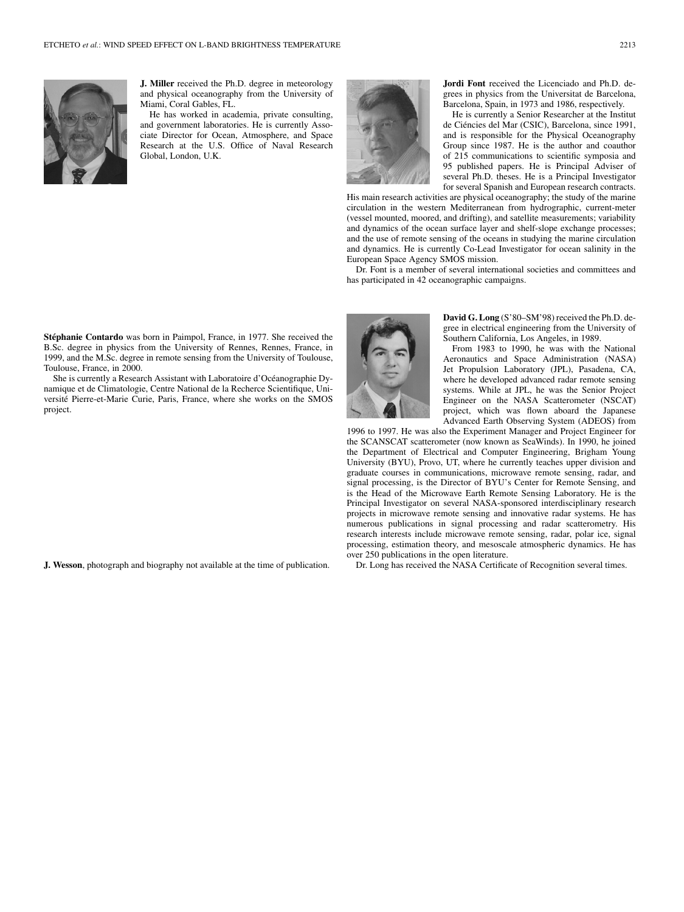**J. Miller** received the Ph.D. degree in meteorology and physical oceanography from the University of Miami, Coral Gables, FL.

He has worked in academia, private consulting, and government laboratories. He is currently Associate Director for Ocean, Atmosphere, and Space Research at the U.S. Office of Naval Research Global, London, U.K.

**Stéphanie Contardo** was born in Paimpol, France, in 1977. She received the B.Sc. degree in physics from the University of Rennes, Rennes, France, in 1999, and the M.Sc. degree in remote sensing from the University of Toulouse, Toulouse, France, in 2000.

She is currently a Research Assistant with Laboratoire d'Océanographie Dynamique et de Climatologie, Centre National de la Recherce Scientifique, Université Pierre-et-Marie Curie, Paris, France, where she works on the SMOS project.

**J. Wesson**, photograph and biography not available at the time of publication.

**Jordi Font** received the Licenciado and Ph.D. degrees in physics from the Universitat de Barcelona, Barcelona, Spain, in 1973 and 1986, respectively.

He is currently a Senior Researcher at the Institut de Ciéncies del Mar (CSIC), Barcelona, since 1991, and is responsible for the Physical Oceanography Group since 1987. He is the author and coauthor of 215 communications to scientific symposia and 95 published papers. He is Principal Adviser of several Ph.D. theses. He is a Principal Investigator for several Spanish and European research contracts. His main research activities are physical oceanography; the study of the marine circulation in the western Mediterranean from hydrographic, current-meter (vessel mounted, moored, and drifting), and satellite measurements; variability and dynamics of the ocean surface layer and shelf-slope exchange processes; and the use of remote sensing of the oceans in studying the marine circulation and dynamics. He is currently Co-Lead Investigator for ocean salinity in the European Space Agency SMOS mission.

Dr. Font is a member of several international societies and committees and has participated in 42 oceanographic campaigns.

**David G. Long** (S'80–SM'98) received the Ph.D. degree in electrical engineering from the University of Southern California, Los Angeles, in 1989.

From 1983 to 1990, he was with the National Aeronautics and Space Administration (NASA) Jet Propulsion Laboratory (JPL), Pasadena, CA, where he developed advanced radar remote sensing systems. While at JPL, he was the Senior Project Engineer on the NASA Scatterometer (NSCAT) project, which was flown aboard the Japanese Advanced Earth Observing System (ADEOS) from 1996 to 1997. He was also the Experiment Manager and Project Engineer for the SCANSCAT scatterometer (now known as SeaWinds). In 1990, he joined the Department of Electrical and Computer Engineering, Brigham Young University (BYU), Provo, UT, where he currently teaches upper division and graduate courses in communications, microwave remote sensing, radar, and signal processing, is the Director of BYU's Center for Remote Sensing, and is the Head of the Microwave Earth Remote Sensing Laboratory. He is the Principal Investigator on several NASA-sponsored interdisciplinary research projects in microwave remote sensing and innovative radar systems. He has numerous publications in signal processing and radar scatterometry. His research interests include microwave remote sensing, radar, polar ice, signal processing, estimation theory, and mesoscale atmospheric dynamics. He has over 250 publications in the open literature.

Dr. Long has received the NASA Certificate of Recognition several times.